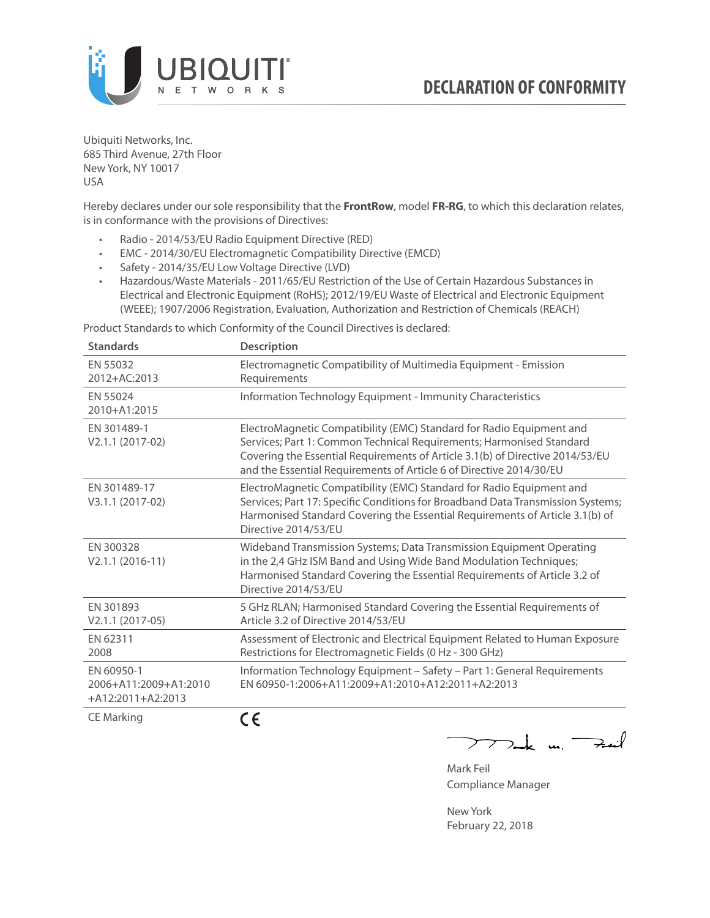# DECLARATION OF CONFORMITY

Ubiquiti Networks, Inc.
685 Third Avenue, 27th Floor
New York, NY 10017
USA

Hereby declares under our sole responsibility that the **FrontRow**, model **FR-RG**, to which this declaration relates, is in conformance with the provisions of Directives:

- Radio - 2014/53/EU Radio Equipment Directive (RED)
- EMC - 2014/30/EU Electromagnetic Compatibility Directive (EMCD)
- Safety - 2014/35/EU Low Voltage Directive (LVD)
- Hazardous/Waste Materials - 2011/65/EU Restriction of the Use of Certain Hazardous Substances in Electrical and Electronic Equipment (RoHS); 2012/19/EU Waste of Electrical and Electronic Equipment (WEEE); 1907/2006 Registration, Evaluation, Authorization and Restriction of Chemicals (REACH)

Product Standards to which Conformity of the Council Directives is declared:

| Standards | Description |
|---|---|
| EN 55032 2012+AC:2013 | Electromagnetic Compatibility of Multimedia Equipment - Emission Requirements |
| EN 55024 2010+A1:2015 | Information Technology Equipment - Immunity Characteristics |
| EN 301489-1 V2.1.1 (2017-02) | ElectroMagnetic Compatibility (EMC) Standard for Radio Equipment and Services; Part 1: Common Technical Requirements; Harmonised Standard Covering the Essential Requirements of Article 3.1(b) of Directive 2014/53/EU and the Essential Requirements of Article 6 of Directive 2014/30/EU |
| EN 301489-17 V3.1.1 (2017-02) | ElectroMagnetic Compatibility (EMC) Standard for Radio Equipment and Services; Part 17: Specific Conditions for Broadband Data Transmission Systems; Harmonised Standard Covering the Essential Requirements of Article 3.1(b) of Directive 2014/53/EU |
| EN 300328 V2.1.1 (2016-11) | Wideband Transmission Systems; Data Transmission Equipment Operating in the 2,4 GHz ISM Band and Using Wide Band Modulation Techniques; Harmonised Standard Covering the Essential Requirements of Article 3.2 of Directive 2014/53/EU |
| EN 301893 V2.1.1 (2017-05) | 5 GHz RLAN; Harmonised Standard Covering the Essential Requirements of Article 3.2 of Directive 2014/53/EU |
| EN 62311 2008 | Assessment of Electronic and Electrical Equipment Related to Human Exposure Restrictions for Electromagnetic Fields (0 Hz - 300 GHz) |
| EN 60950-1 2006+A11:2009+A1:2010 +A12:2011+A2:2013 | Information Technology Equipment – Safety – Part 1: General Requirements EN 60950-1:2006+A11:2009+A1:2010+A12:2011+A2:2013 |
| CE Marking | CE |

Mark Feil
Compliance Manager

New York
February 22, 2018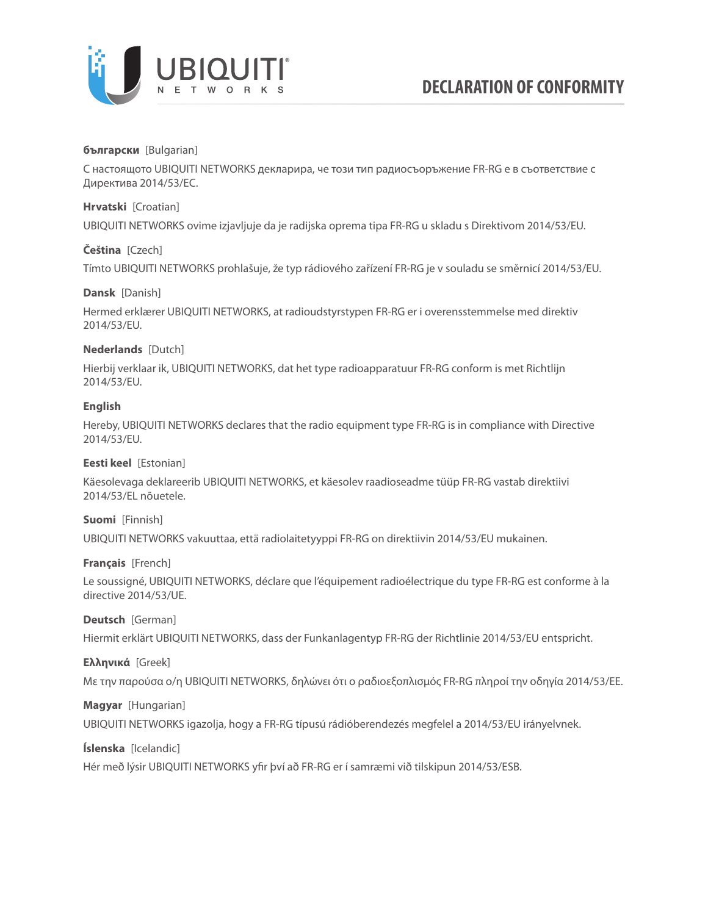# DECLARATION OF CONFORMITY

**български** [Bulgarian]

С настоящото UBIQUITI NETWORKS декларира, че този тип радиосъоръжение FR-RG е в съответствие с Директива 2014/53/ЕС.

**Hrvatski** [Croatian]

UBIQUITI NETWORKS ovime izjavljuje da je radijska oprema tipa FR-RG u skladu s Direktivom 2014/53/EU.

**Čeština** [Czech]

Tímto UBIQUITI NETWORKS prohlašuje, že typ rádiového zařízení FR-RG je v souladu se směrnicí 2014/53/EU.

**Dansk** [Danish]

Hermed erklærer UBIQUITI NETWORKS, at radioudstyrstypen FR-RG er i overensstemmelse med direktiv 2014/53/EU.

**Nederlands** [Dutch]

Hierbij verklaar ik, UBIQUITI NETWORKS, dat het type radioapparatuur FR-RG conform is met Richtlijn 2014/53/EU.

**English**

Hereby, UBIQUITI NETWORKS declares that the radio equipment type FR-RG is in compliance with Directive 2014/53/EU.

**Eesti keel** [Estonian]

Käesolevaga deklareerib UBIQUITI NETWORKS, et käesolev raadioseadme tüüp FR-RG vastab direktiivi 2014/53/EL nõuetele.

**Suomi** [Finnish]

UBIQUITI NETWORKS vakuuttaa, että radiolaitetyyppi FR-RG on direktiivin 2014/53/EU mukainen.

**Français** [French]

Le soussigné, UBIQUITI NETWORKS, déclare que l'équipement radioélectrique du type FR-RG est conforme à la directive 2014/53/UE.

**Deutsch** [German]

Hiermit erklärt UBIQUITI NETWORKS, dass der Funkanlagentyp FR-RG der Richtlinie 2014/53/EU entspricht.

**Ελληνικά** [Greek]

Με την παρούσα ο/η UBIQUITI NETWORKS, δηλώνει ότι ο ραδιοεξοπλισμός FR-RG πληροί την οδηγία 2014/53/ΕΕ.

**Magyar** [Hungarian]

UBIQUITI NETWORKS igazolja, hogy a FR-RG típusú rádióberendezés megfelel a 2014/53/EU irányelvnek.

**Íslenska** [Icelandic]

Hér með lýsir UBIQUITI NETWORKS yfir því að FR-RG er í samræmi við tilskipun 2014/53/ESB.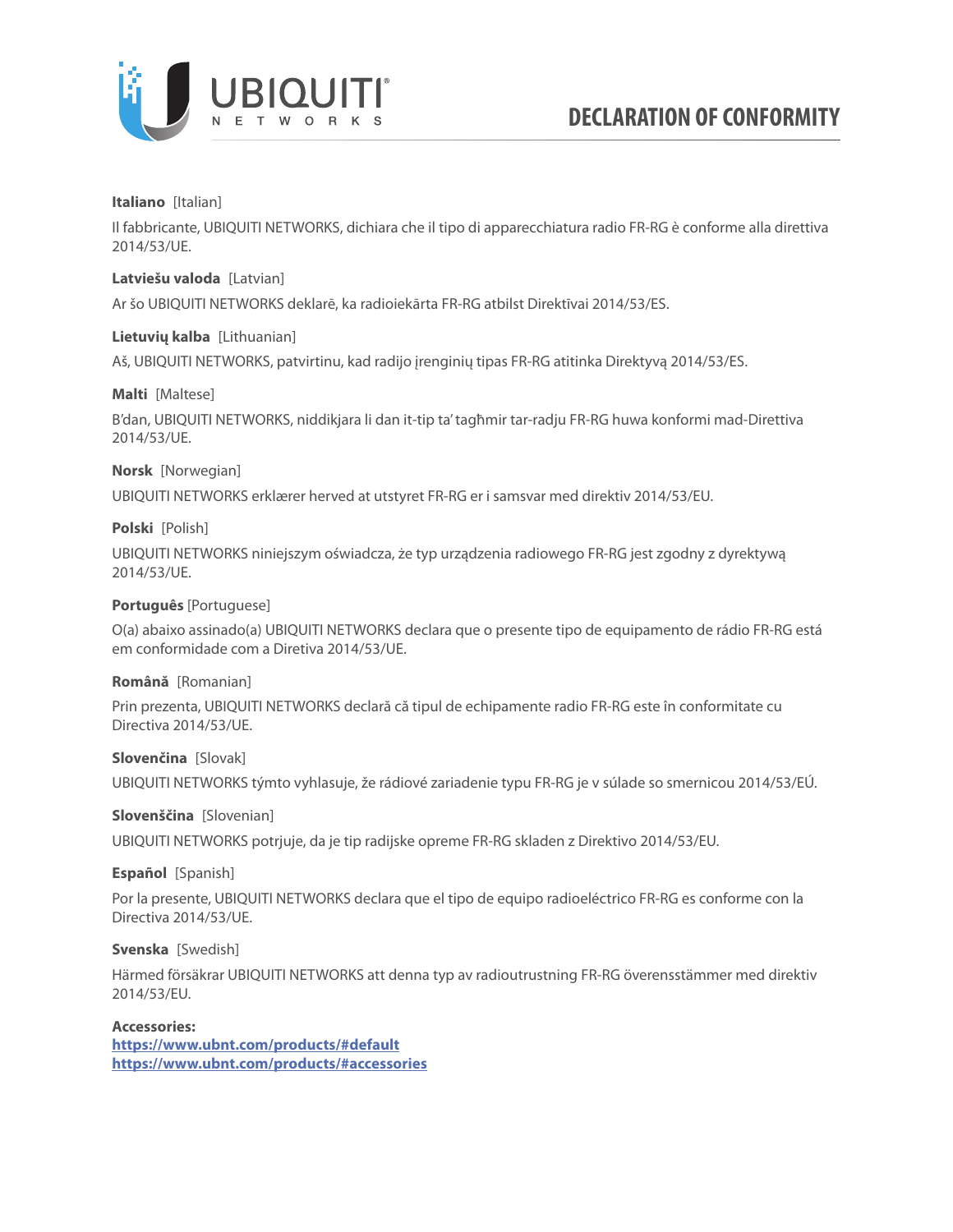# DECLARATION OF CONFORMITY

**Italiano** [Italian]

Il fabbricante, UBIQUITI NETWORKS, dichiara che il tipo di apparecchiatura radio FR-RG è conforme alla direttiva 2014/53/UE.

**Latviešu valoda** [Latvian]

Ar šo UBIQUITI NETWORKS deklarē, ka radioiekārta FR-RG atbilst Direktīvai 2014/53/ES.

**Lietuvių kalba** [Lithuanian]

Aš, UBIQUITI NETWORKS, patvirtinu, kad radijo įrenginių tipas FR-RG atitinka Direktyvą 2014/53/ES.

**Malti** [Maltese]

B'dan, UBIQUITI NETWORKS, niddikjara li dan it-tip ta' tagħmir tar-radju FR-RG huwa konformi mad-Direttiva 2014/53/UE.

**Norsk** [Norwegian]

UBIQUITI NETWORKS erklærer herved at utstyret FR-RG er i samsvar med direktiv 2014/53/EU.

**Polski** [Polish]

UBIQUITI NETWORKS niniejszym oświadcza, że typ urządzenia radiowego FR-RG jest zgodny z dyrektywą 2014/53/UE.

**Português** [Portuguese]

O(a) abaixo assinado(a) UBIQUITI NETWORKS declara que o presente tipo de equipamento de rádio FR-RG está em conformidade com a Diretiva 2014/53/UE.

**Română** [Romanian]

Prin prezenta, UBIQUITI NETWORKS declară că tipul de echipamente radio FR-RG este în conformitate cu Directiva 2014/53/UE.

**Slovenčina** [Slovak]

UBIQUITI NETWORKS týmto vyhlasuje, že rádiové zariadenie typu FR-RG je v súlade so smernicou 2014/53/EÚ.

**Slovenščina** [Slovenian]

UBIQUITI NETWORKS potrjuje, da je tip radijske opreme FR-RG skladen z Direktivo 2014/53/EU.

**Español** [Spanish]

Por la presente, UBIQUITI NETWORKS declara que el tipo de equipo radioeléctrico FR-RG es conforme con la Directiva 2014/53/UE.

**Svenska** [Swedish]

Härmed försäkrar UBIQUITI NETWORKS att denna typ av radioutrustning FR-RG överensstämmer med direktiv 2014/53/EU.

**Accessories:**
**https://www.ubnt.com/products/#default**
**https://www.ubnt.com/products/#accessories**